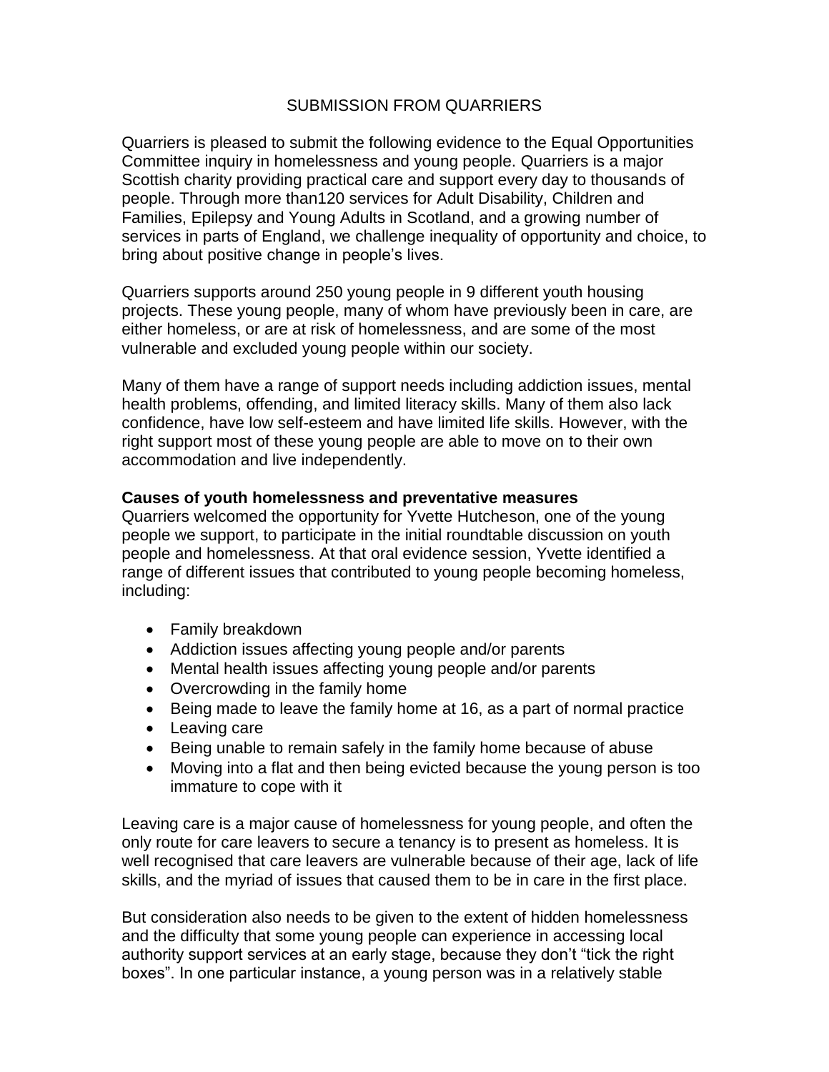# SUBMISSION FROM QUARRIERS

Quarriers is pleased to submit the following evidence to the Equal Opportunities Committee inquiry in homelessness and young people. Quarriers is a major Scottish charity providing practical care and support every day to thousands of people. Through more than120 services for Adult Disability, Children and Families, Epilepsy and Young Adults in Scotland, and a growing number of services in parts of England, we challenge inequality of opportunity and choice, to bring about positive change in people's lives.

Quarriers supports around 250 young people in 9 different youth housing projects. These young people, many of whom have previously been in care, are either homeless, or are at risk of homelessness, and are some of the most vulnerable and excluded young people within our society.

Many of them have a range of support needs including addiction issues, mental health problems, offending, and limited literacy skills. Many of them also lack confidence, have low self-esteem and have limited life skills. However, with the right support most of these young people are able to move on to their own accommodation and live independently.

**Causes of youth homelessness and preventative measures**

Quarriers welcomed the opportunity for Yvette Hutcheson, one of the young people we support, to participate in the initial roundtable discussion on youth people and homelessness. At that oral evidence session, Yvette identified a range of different issues that contributed to young people becoming homeless, including:

- Family breakdown
- Addiction issues affecting young people and/or parents
- Mental health issues affecting young people and/or parents
- Overcrowding in the family home
- Being made to leave the family home at 16, as a part of normal practice
- Leaving care
- Being unable to remain safely in the family home because of abuse
- Moving into a flat and then being evicted because the young person is too immature to cope with it

Leaving care is a major cause of homelessness for young people, and often the only route for care leavers to secure a tenancy is to present as homeless. It is well recognised that care leavers are vulnerable because of their age, lack of life skills, and the myriad of issues that caused them to be in care in the first place.

But consideration also needs to be given to the extent of hidden homelessness and the difficulty that some young people can experience in accessing local authority support services at an early stage, because they don't "tick the right boxes". In one particular instance, a young person was in a relatively stable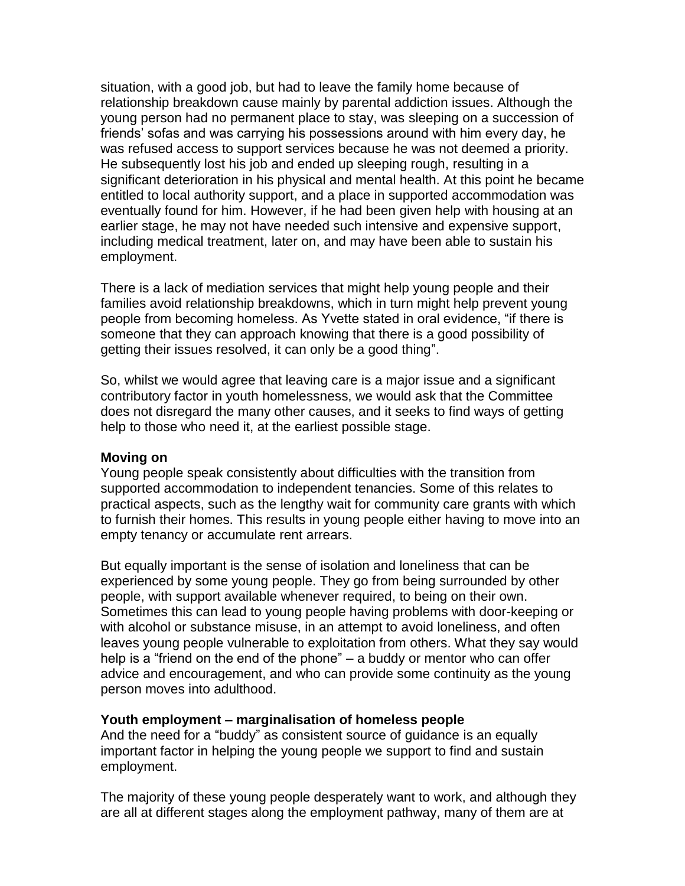situation, with a good job, but had to leave the family home because of relationship breakdown cause mainly by parental addiction issues. Although the young person had no permanent place to stay, was sleeping on a succession of friends' sofas and was carrying his possessions around with him every day, he was refused access to support services because he was not deemed a priority. He subsequently lost his job and ended up sleeping rough, resulting in a significant deterioration in his physical and mental health. At this point he became entitled to local authority support, and a place in supported accommodation was eventually found for him. However, if he had been given help with housing at an earlier stage, he may not have needed such intensive and expensive support, including medical treatment, later on, and may have been able to sustain his employment.

There is a lack of mediation services that might help young people and their families avoid relationship breakdowns, which in turn might help prevent young people from becoming homeless. As Yvette stated in oral evidence, "if there is someone that they can approach knowing that there is a good possibility of getting their issues resolved, it can only be a good thing".

So, whilst we would agree that leaving care is a major issue and a significant contributory factor in youth homelessness, we would ask that the Committee does not disregard the many other causes, and it seeks to find ways of getting help to those who need it, at the earliest possible stage.

**Moving on**

Young people speak consistently about difficulties with the transition from supported accommodation to independent tenancies. Some of this relates to practical aspects, such as the lengthy wait for community care grants with which to furnish their homes. This results in young people either having to move into an empty tenancy or accumulate rent arrears.

But equally important is the sense of isolation and loneliness that can be experienced by some young people. They go from being surrounded by other people, with support available whenever required, to being on their own. Sometimes this can lead to young people having problems with door-keeping or with alcohol or substance misuse, in an attempt to avoid loneliness, and often leaves young people vulnerable to exploitation from others. What they say would help is a "friend on the end of the phone" – a buddy or mentor who can offer advice and encouragement, and who can provide some continuity as the young person moves into adulthood.

**Youth employment – marginalisation of homeless people**

And the need for a "buddy" as consistent source of guidance is an equally important factor in helping the young people we support to find and sustain employment.

The majority of these young people desperately want to work, and although they are all at different stages along the employment pathway, many of them are at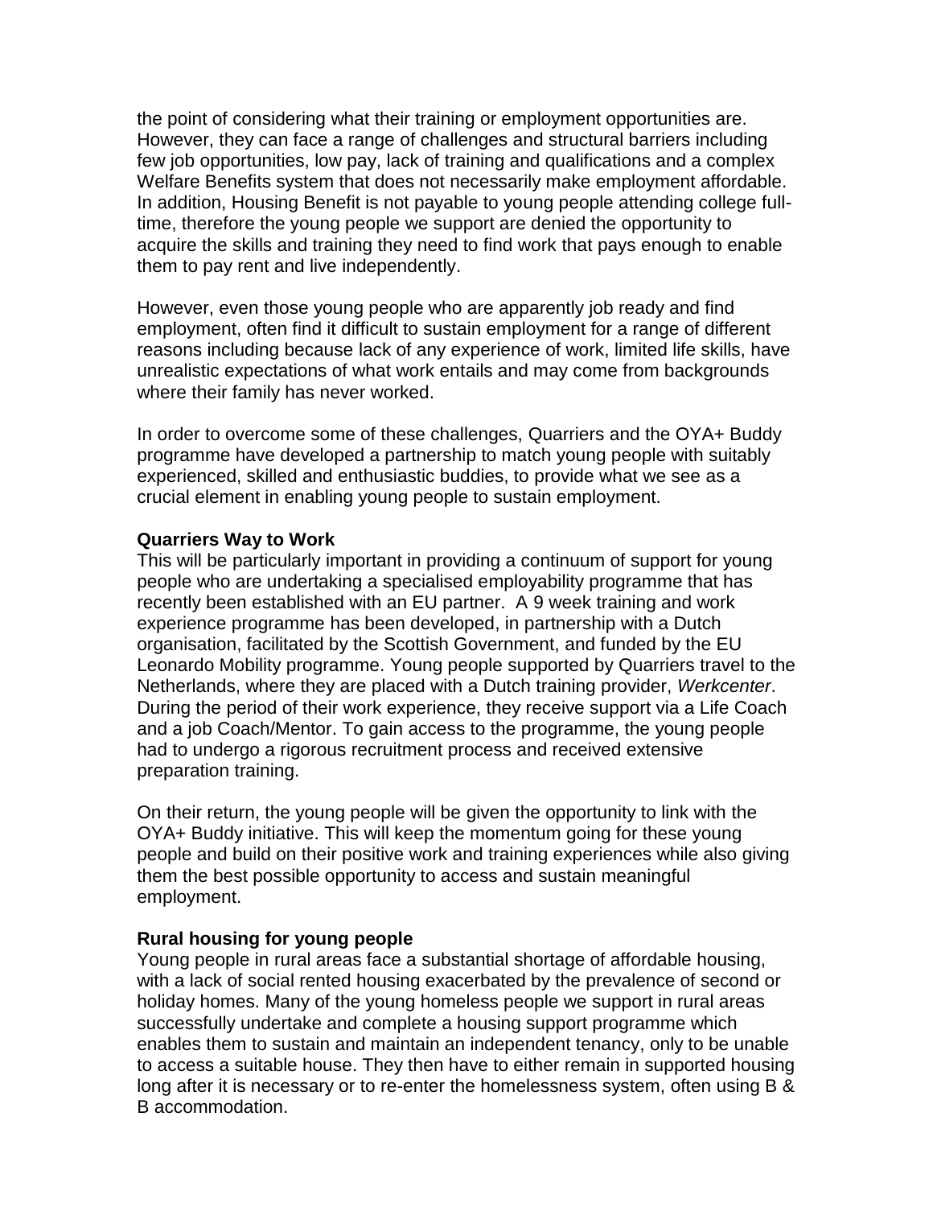the point of considering what their training or employment opportunities are. However, they can face a range of challenges and structural barriers including few job opportunities, low pay, lack of training and qualifications and a complex Welfare Benefits system that does not necessarily make employment affordable. In addition, Housing Benefit is not payable to young people attending college full-time, therefore the young people we support are denied the opportunity to acquire the skills and training they need to find work that pays enough to enable them to pay rent and live independently.

However, even those young people who are apparently job ready and find employment, often find it difficult to sustain employment for a range of different reasons including because lack of any experience of work, limited life skills, have unrealistic expectations of what work entails and may come from backgrounds where their family has never worked.

In order to overcome some of these challenges, Quarriers and the OYA+ Buddy programme have developed a partnership to match young people with suitably experienced, skilled and enthusiastic buddies, to provide what we see as a crucial element in enabling young people to sustain employment.

**Quarriers Way to Work**

This will be particularly important in providing a continuum of support for young people who are undertaking a specialised employability programme that has recently been established with an EU partner. A 9 week training and work experience programme has been developed, in partnership with a Dutch organisation, facilitated by the Scottish Government, and funded by the EU Leonardo Mobility programme. Young people supported by Quarriers travel to the Netherlands, where they are placed with a Dutch training provider, *Werkcenter*. During the period of their work experience, they receive support via a Life Coach and a job Coach/Mentor. To gain access to the programme, the young people had to undergo a rigorous recruitment process and received extensive preparation training.

On their return, the young people will be given the opportunity to link with the OYA+ Buddy initiative. This will keep the momentum going for these young people and build on their positive work and training experiences while also giving them the best possible opportunity to access and sustain meaningful employment.

**Rural housing for young people**

Young people in rural areas face a substantial shortage of affordable housing, with a lack of social rented housing exacerbated by the prevalence of second or holiday homes. Many of the young homeless people we support in rural areas successfully undertake and complete a housing support programme which enables them to sustain and maintain an independent tenancy, only to be unable to access a suitable house. They then have to either remain in supported housing long after it is necessary or to re-enter the homelessness system, often using B & B accommodation.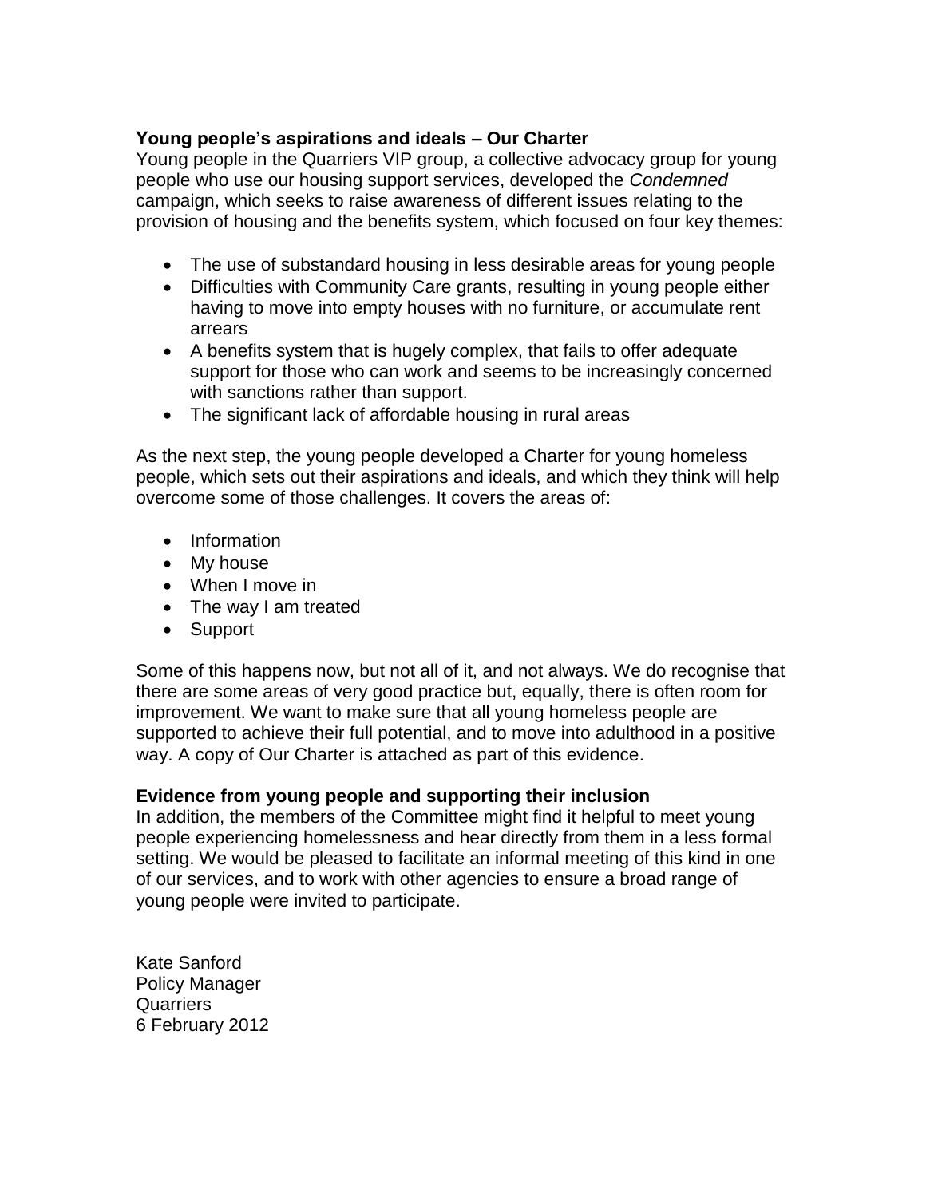**Young people's aspirations and ideals – Our Charter**

Young people in the Quarriers VIP group, a collective advocacy group for young people who use our housing support services, developed the *Condemned* campaign, which seeks to raise awareness of different issues relating to the provision of housing and the benefits system, which focused on four key themes:

- The use of substandard housing in less desirable areas for young people
- Difficulties with Community Care grants, resulting in young people either having to move into empty houses with no furniture, or accumulate rent arrears
- A benefits system that is hugely complex, that fails to offer adequate support for those who can work and seems to be increasingly concerned with sanctions rather than support.
- The significant lack of affordable housing in rural areas

As the next step, the young people developed a Charter for young homeless people, which sets out their aspirations and ideals, and which they think will help overcome some of those challenges. It covers the areas of:

- Information
- My house
- When I move in
- The way I am treated
- Support

Some of this happens now, but not all of it, and not always. We do recognise that there are some areas of very good practice but, equally, there is often room for improvement. We want to make sure that all young homeless people are supported to achieve their full potential, and to move into adulthood in a positive way. A copy of Our Charter is attached as part of this evidence.

**Evidence from young people and supporting their inclusion**

In addition, the members of the Committee might find it helpful to meet young people experiencing homelessness and hear directly from them in a less formal setting. We would be pleased to facilitate an informal meeting of this kind in one of our services, and to work with other agencies to ensure a broad range of young people were invited to participate.

Kate Sanford
Policy Manager
Quarriers
6 February 2012